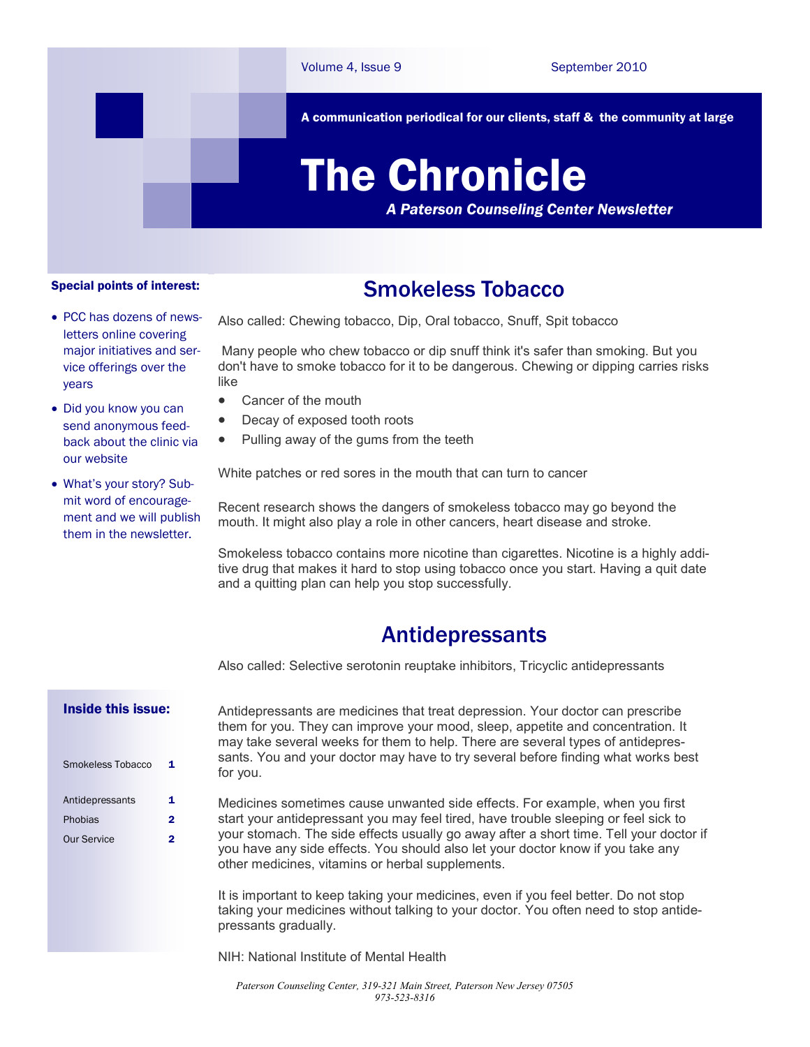Volume 4, Issue 9 September 2010

**A communication periodical for our clients, staff & the community at large**

# The Chronicle

***A Paterson Counseling Center Newsletter***

**Special points of interest:**

- PCC has dozens of newsletters online covering major initiatives and service offerings over the years
- Did you know you can send anonymous feedback about the clinic via our website
- What's your story? Submit word of encouragement and we will publish them in the newsletter.

**Inside this issue:**

| | |
|---|---|
| Smokeless Tobacco | 1 |
| Antidepressants | 1 |
| Phobias | 2 |
| Our Service | 2 |

## Smokeless Tobacco

Also called: Chewing tobacco, Dip, Oral tobacco, Snuff, Spit tobacco

Many people who chew tobacco or dip snuff think it's safer than smoking. But you don't have to smoke tobacco for it to be dangerous. Chewing or dipping carries risks like

- Cancer of the mouth
- Decay of exposed tooth roots
- Pulling away of the gums from the teeth

White patches or red sores in the mouth that can turn to cancer

Recent research shows the dangers of smokeless tobacco may go beyond the mouth. It might also play a role in other cancers, heart disease and stroke.

Smokeless tobacco contains more nicotine than cigarettes. Nicotine is a highly additive drug that makes it hard to stop using tobacco once you start. Having a quit date and a quitting plan can help you stop successfully.

## Antidepressants

Also called: Selective serotonin reuptake inhibitors, Tricyclic antidepressants

Antidepressants are medicines that treat depression. Your doctor can prescribe them for you. They can improve your mood, sleep, appetite and concentration. It may take several weeks for them to help. There are several types of antidepressants. You and your doctor may have to try several before finding what works best for you.

Medicines sometimes cause unwanted side effects. For example, when you first start your antidepressant you may feel tired, have trouble sleeping or feel sick to your stomach. The side effects usually go away after a short time. Tell your doctor if you have any side effects. You should also let your doctor know if you take any other medicines, vitamins or herbal supplements.

It is important to keep taking your medicines, even if you feel better. Do not stop taking your medicines without talking to your doctor. You often need to stop antidepressants gradually.

NIH: National Institute of Mental Health

*Paterson Counseling Center, 319-321 Main Street, Paterson New Jersey 07505*
*973-523-8316*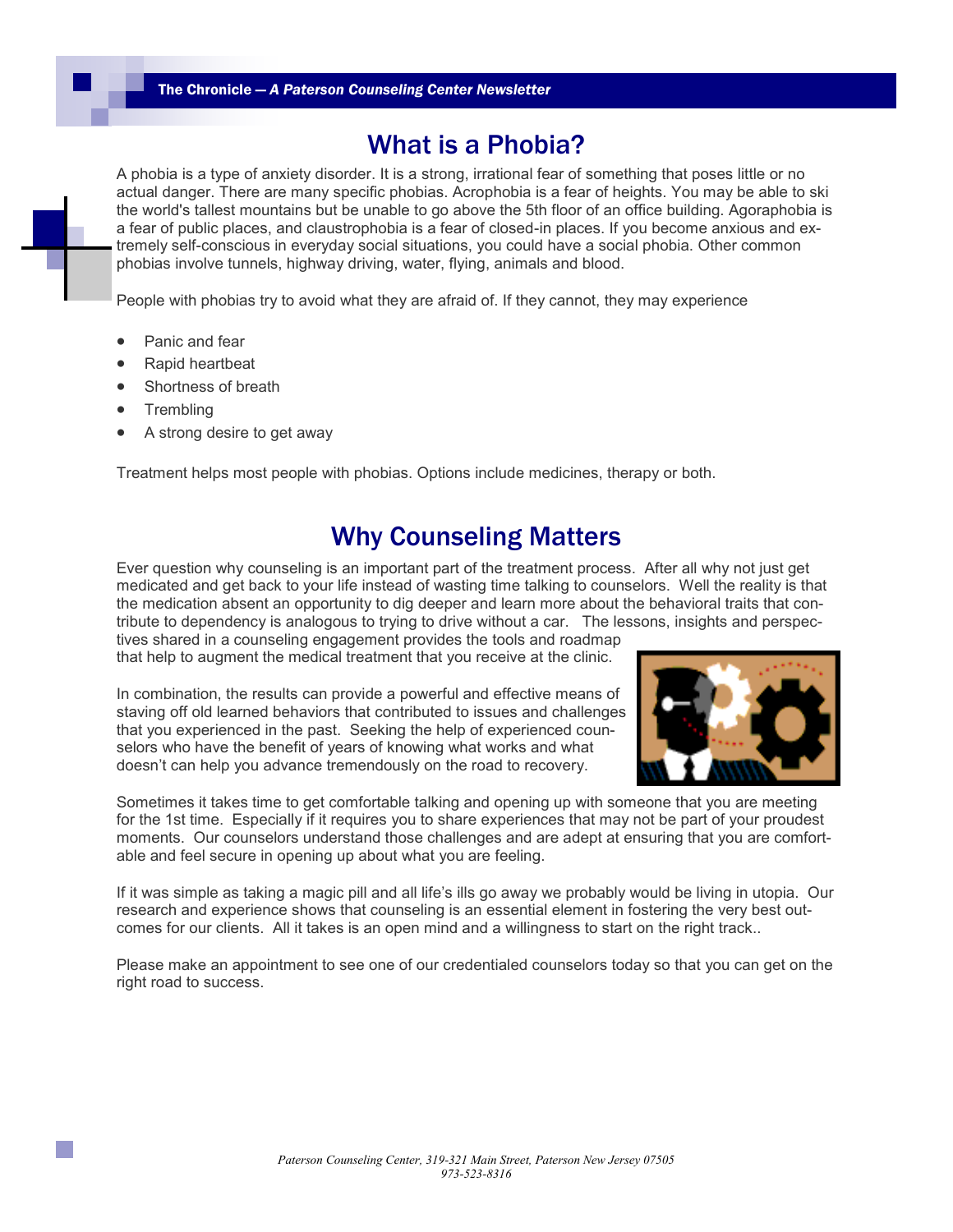## What is a Phobia?

A phobia is a type of anxiety disorder. It is a strong, irrational fear of something that poses little or no actual danger. There are many specific phobias. Acrophobia is a fear of heights. You may be able to ski the world's tallest mountains but be unable to go above the 5th floor of an office building. Agoraphobia is a fear of public places, and claustrophobia is a fear of closed-in places. If you become anxious and extremely self-conscious in everyday social situations, you could have a social phobia. Other common phobias involve tunnels, highway driving, water, flying, animals and blood.

People with phobias try to avoid what they are afraid of. If they cannot, they may experience

- Panic and fear
- Rapid heartbeat
- Shortness of breath
- Trembling
- A strong desire to get away

Treatment helps most people with phobias. Options include medicines, therapy or both.

## Why Counseling Matters

Ever question why counseling is an important part of the treatment process. After all why not just get medicated and get back to your life instead of wasting time talking to counselors. Well the reality is that the medication absent an opportunity to dig deeper and learn more about the behavioral traits that contribute to dependency is analogous to trying to drive without a car. The lessons, insights and perspectives shared in a counseling engagement provides the tools and roadmap that help to augment the medical treatment that you receive at the clinic.

In combination, the results can provide a powerful and effective means of staving off old learned behaviors that contributed to issues and challenges that you experienced in the past. Seeking the help of experienced counselors who have the benefit of years of knowing what works and what doesn't can help you advance tremendously on the road to recovery.

Sometimes it takes time to get comfortable talking and opening up with someone that you are meeting for the 1st time. Especially if it requires you to share experiences that may not be part of your proudest moments. Our counselors understand those challenges and are adept at ensuring that you are comfortable and feel secure in opening up about what you are feeling.

If it was simple as taking a magic pill and all life's ills go away we probably would be living in utopia. Our research and experience shows that counseling is an essential element in fostering the very best outcomes for our clients. All it takes is an open mind and a willingness to start on the right track..

Please make an appointment to see one of our credentialed counselors today so that you can get on the right road to success.

*Paterson Counseling Center, 319-321 Main Street, Paterson New Jersey 07505*
*973-523-8316*